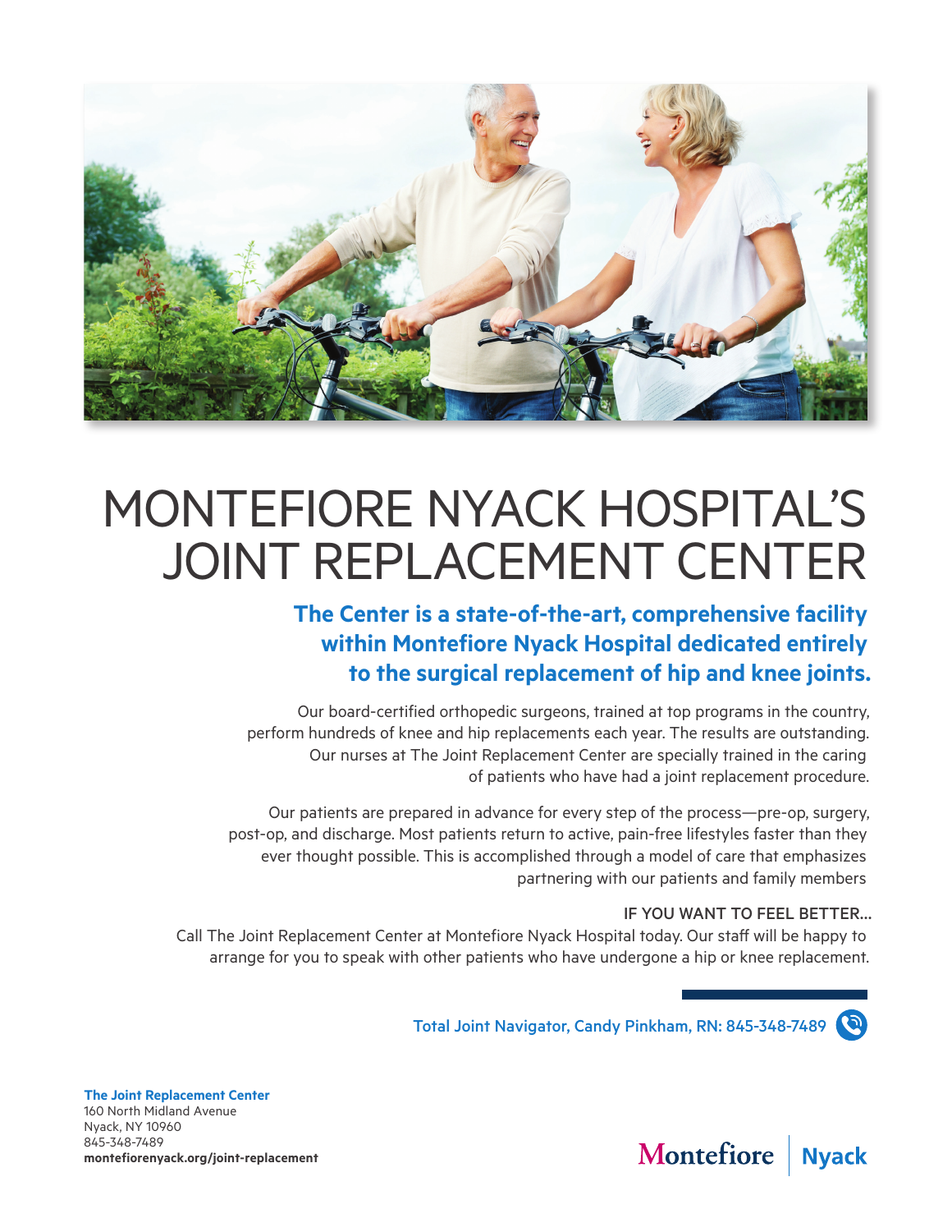# MONTEFIORE NYACK HOSPITAL'S JOINT REPLACEMENT CENTER

## The Center is a state-of-the-art, comprehensive facility within Montefiore Nyack Hospital dedicated entirely to the surgical replacement of hip and knee joints.

Our board-certified orthopedic surgeons, trained at top programs in the country, perform hundreds of knee and hip replacements each year. The results are outstanding. Our nurses at The Joint Replacement Center are specially trained in the caring of patients who have had a joint replacement procedure.

Our patients are prepared in advance for every step of the process—pre-op, surgery, post-op, and discharge. Most patients return to active, pain-free lifestyles faster than they ever thought possible. This is accomplished through a model of care that emphasizes partnering with our patients and family members

IF YOU WANT TO FEEL BETTER...

Call The Joint Replacement Center at Montefiore Nyack Hospital today. Our staff will be happy to arrange for you to speak with other patients who have undergone a hip or knee replacement.

Total Joint Navigator, Candy Pinkham, RN: 845-348-7489

**The Joint Replacement Center**
160 North Midland Avenue
Nyack, NY 10960
845-348-7489
**montefiorenyack.org/joint-replacement**

Montefiore | Nyack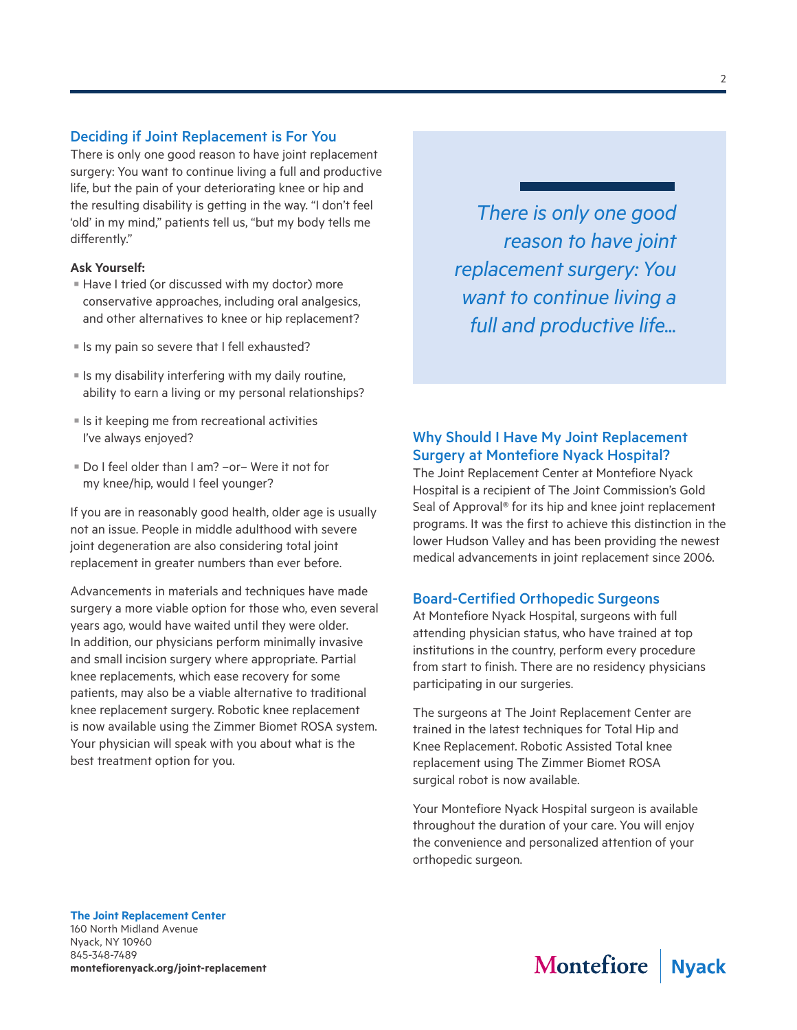## Deciding if Joint Replacement is For You

There is only one good reason to have joint replacement surgery: You want to continue living a full and productive life, but the pain of your deteriorating knee or hip and the resulting disability is getting in the way. "I don't feel 'old' in my mind," patients tell us, "but my body tells me differently."

**Ask Yourself:**

- Have I tried (or discussed with my doctor) more conservative approaches, including oral analgesics, and other alternatives to knee or hip replacement?
- Is my pain so severe that I fell exhausted?
- Is my disability interfering with my daily routine, ability to earn a living or my personal relationships?
- Is it keeping me from recreational activities I've always enjoyed?
- Do I feel older than I am? –or– Were it not for my knee/hip, would I feel younger?

If you are in reasonably good health, older age is usually not an issue. People in middle adulthood with severe joint degeneration are also considering total joint replacement in greater numbers than ever before.

Advancements in materials and techniques have made surgery a more viable option for those who, even several years ago, would have waited until they were older. In addition, our physicians perform minimally invasive and small incision surgery where appropriate. Partial knee replacements, which ease recovery for some patients, may also be a viable alternative to traditional knee replacement surgery. Robotic knee replacement is now available using the Zimmer Biomet ROSA system. Your physician will speak with you about what is the best treatment option for you.

*There is only one good reason to have joint replacement surgery: You want to continue living a full and productive life...*

## Why Should I Have My Joint Replacement Surgery at Montefiore Nyack Hospital?

The Joint Replacement Center at Montefiore Nyack Hospital is a recipient of The Joint Commission's Gold Seal of Approval® for its hip and knee joint replacement programs. It was the first to achieve this distinction in the lower Hudson Valley and has been providing the newest medical advancements in joint replacement since 2006.

## Board-Certified Orthopedic Surgeons

At Montefiore Nyack Hospital, surgeons with full attending physician status, who have trained at top institutions in the country, perform every procedure from start to finish. There are no residency physicians participating in our surgeries.

The surgeons at The Joint Replacement Center are trained in the latest techniques for Total Hip and Knee Replacement. Robotic Assisted Total knee replacement using The Zimmer Biomet ROSA surgical robot is now available.

Your Montefiore Nyack Hospital surgeon is available throughout the duration of your care. You will enjoy the convenience and personalized attention of your orthopedic surgeon.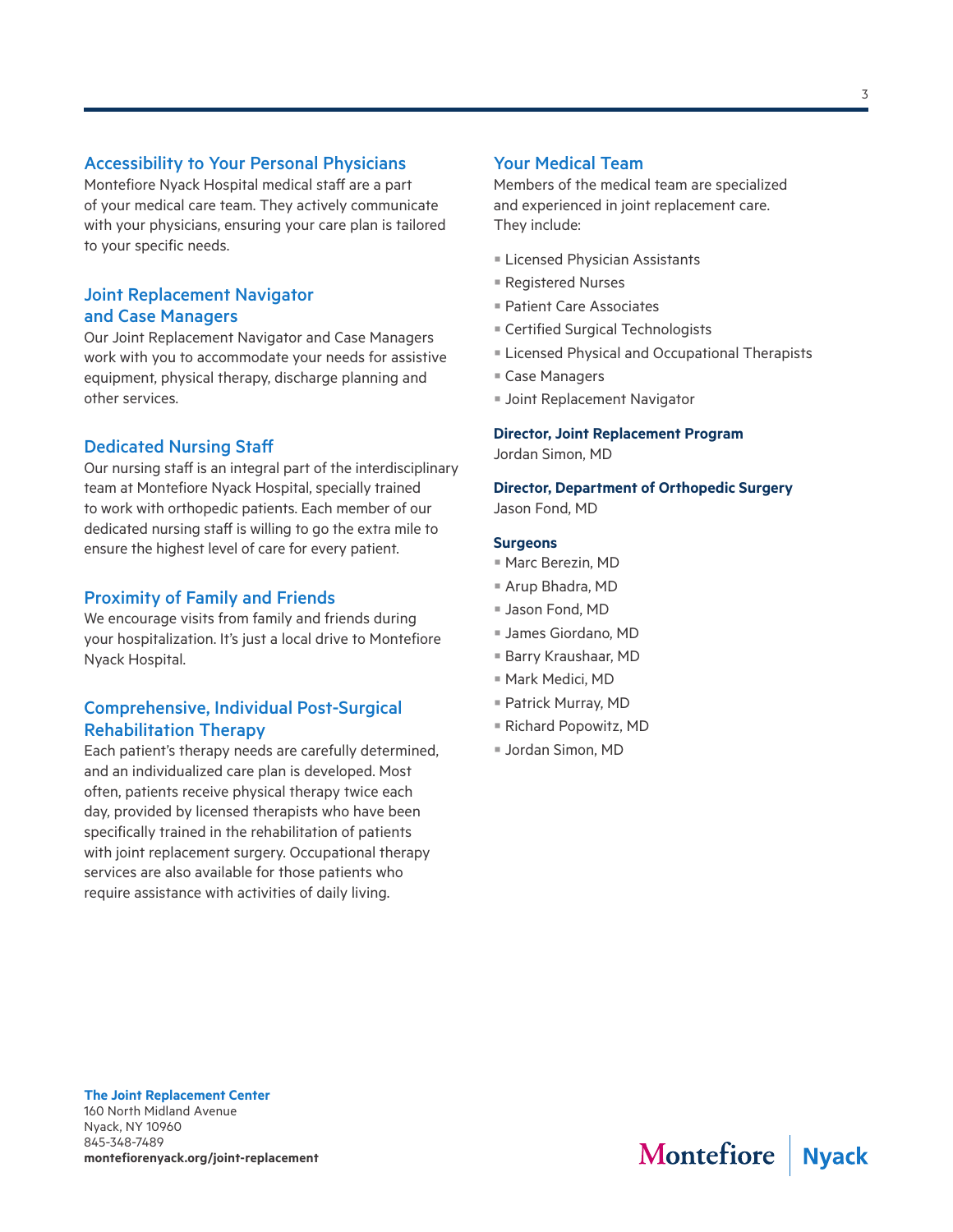## Accessibility to Your Personal Physicians

Montefiore Nyack Hospital medical staff are a part of your medical care team. They actively communicate with your physicians, ensuring your care plan is tailored to your specific needs.

## Joint Replacement Navigator and Case Managers

Our Joint Replacement Navigator and Case Managers work with you to accommodate your needs for assistive equipment, physical therapy, discharge planning and other services.

## Dedicated Nursing Staff

Our nursing staff is an integral part of the interdisciplinary team at Montefiore Nyack Hospital, specially trained to work with orthopedic patients. Each member of our dedicated nursing staff is willing to go the extra mile to ensure the highest level of care for every patient.

## Proximity of Family and Friends

We encourage visits from family and friends during your hospitalization. It's just a local drive to Montefiore Nyack Hospital.

## Comprehensive, Individual Post-Surgical Rehabilitation Therapy

Each patient's therapy needs are carefully determined, and an individualized care plan is developed. Most often, patients receive physical therapy twice each day, provided by licensed therapists who have been specifically trained in the rehabilitation of patients with joint replacement surgery. Occupational therapy services are also available for those patients who require assistance with activities of daily living.

## Your Medical Team

Members of the medical team are specialized and experienced in joint replacement care. They include:

- Licensed Physician Assistants
- Registered Nurses
- Patient Care Associates
- Certified Surgical Technologists
- Licensed Physical and Occupational Therapists
- Case Managers
- Joint Replacement Navigator

**Director, Joint Replacement Program**
Jordan Simon, MD

**Director, Department of Orthopedic Surgery**
Jason Fond, MD

**Surgeons**

- Marc Berezin, MD
- Arup Bhadra, MD
- Jason Fond, MD
- James Giordano, MD
- Barry Kraushaar, MD
- Mark Medici, MD
- Patrick Murray, MD
- Richard Popowitz, MD
- Jordan Simon, MD

**The Joint Replacement Center**
160 North Midland Avenue
Nyack, NY 10960
845-348-7489
**montefiorenyack.org/joint-replacement**

Montefiore | Nyack